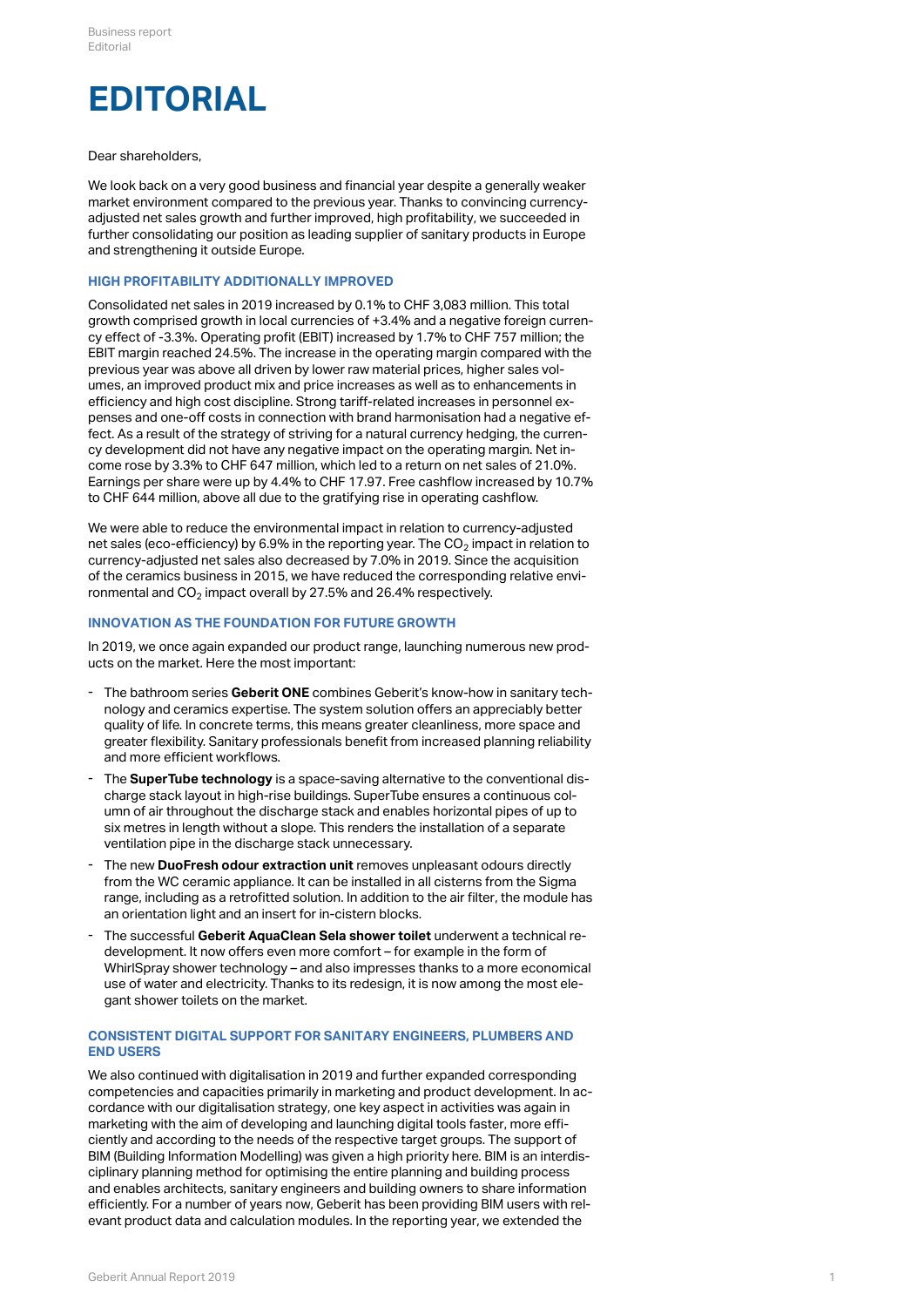# EDITORIAL

Dear shareholders,

We look back on a very good business and financial year despite a generally weaker market environment compared to the previous year. Thanks to convincing currency-adjusted net sales growth and further improved, high profitability, we succeeded in further consolidating our position as leading supplier of sanitary products in Europe and strengthening it outside Europe.

## HIGH PROFITABILITY ADDITIONALLY IMPROVED

Consolidated net sales in 2019 increased by 0.1% to CHF 3,083 million. This total growth comprised growth in local currencies of +3.4% and a negative foreign currency effect of -3.3%. Operating profit (EBIT) increased by 1.7% to CHF 757 million; the EBIT margin reached 24.5%. The increase in the operating margin compared with the previous year was above all driven by lower raw material prices, higher sales volumes, an improved product mix and price increases as well as to enhancements in efficiency and high cost discipline. Strong tariff-related increases in personnel expenses and one-off costs in connection with brand harmonisation had a negative effect. As a result of the strategy of striving for a natural currency hedging, the currency development did not have any negative impact on the operating margin. Net income rose by 3.3% to CHF 647 million, which led to a return on net sales of 21.0%. Earnings per share were up by 4.4% to CHF 17.97. Free cashflow increased by 10.7% to CHF 644 million, above all due to the gratifying rise in operating cashflow.

We were able to reduce the environmental impact in relation to currency-adjusted net sales (eco-efficiency) by 6.9% in the reporting year. The $CO_2$ impact in relation to currency-adjusted net sales also decreased by 7.0% in 2019. Since the acquisition of the ceramics business in 2015, we have reduced the corresponding relative environmental and $CO_2$ impact overall by 27.5% and 26.4% respectively.

## INNOVATION AS THE FOUNDATION FOR FUTURE GROWTH

In 2019, we once again expanded our product range, launching numerous new products on the market. Here the most important:

- The bathroom series **Geberit ONE** combines Geberit's know-how in sanitary technology and ceramics expertise. The system solution offers an appreciably better quality of life. In concrete terms, this means greater cleanliness, more space and greater flexibility. Sanitary professionals benefit from increased planning reliability and more efficient workflows.
- The **SuperTube technology** is a space-saving alternative to the conventional discharge stack layout in high-rise buildings. SuperTube ensures a continuous column of air throughout the discharge stack and enables horizontal pipes of up to six metres in length without a slope. This renders the installation of a separate ventilation pipe in the discharge stack unnecessary.
- The new **DuoFresh odour extraction unit** removes unpleasant odours directly from the WC ceramic appliance. It can be installed in all cisterns from the Sigma range, including as a retrofitted solution. In addition to the air filter, the module has an orientation light and an insert for in-cistern blocks.
- The successful **Geberit AquaClean Sela shower toilet** underwent a technical redevelopment. It now offers even more comfort – for example in the form of WhirlSpray shower technology – and also impresses thanks to a more economical use of water and electricity. Thanks to its redesign, it is now among the most elegant shower toilets on the market.

## CONSISTENT DIGITAL SUPPORT FOR SANITARY ENGINEERS, PLUMBERS AND END USERS

We also continued with digitalisation in 2019 and further expanded corresponding competencies and capacities primarily in marketing and product development. In accordance with our digitalisation strategy, one key aspect in activities was again in marketing with the aim of developing and launching digital tools faster, more efficiently and according to the needs of the respective target groups. The support of BIM (Building Information Modelling) was given a high priority here. BIM is an interdisciplinary planning method for optimising the entire planning and building process and enables architects, sanitary engineers and building owners to share information efficiently. For a number of years now, Geberit has been providing BIM users with relevant product data and calculation modules. In the reporting year, we extended the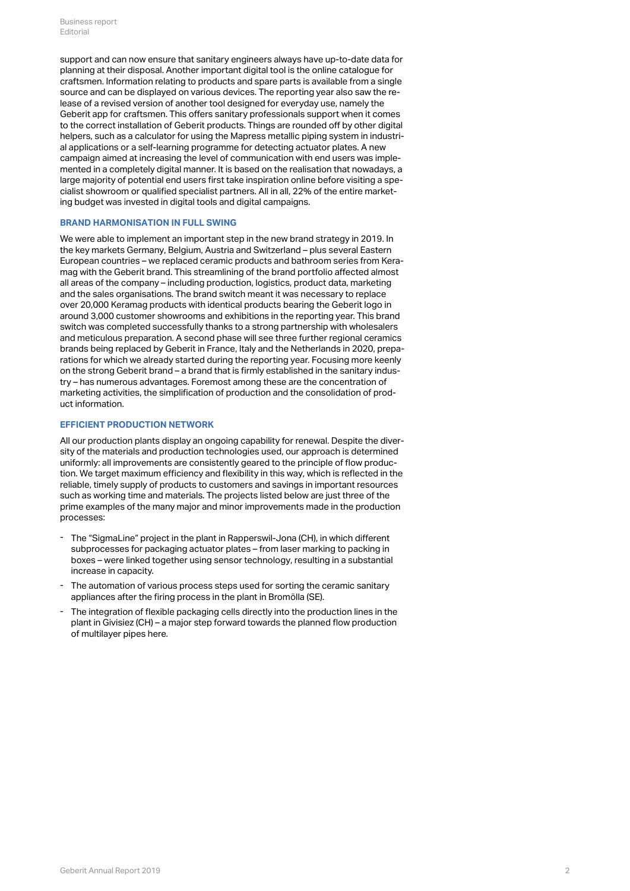support and can now ensure that sanitary engineers always have up-to-date data for planning at their disposal. Another important digital tool is the online catalogue for craftsmen. Information relating to products and spare parts is available from a single source and can be displayed on various devices. The reporting year also saw the release of a revised version of another tool designed for everyday use, namely the Geberit app for craftsmen. This offers sanitary professionals support when it comes to the correct installation of Geberit products. Things are rounded off by other digital helpers, such as a calculator for using the Mapress metallic piping system in industrial applications or a self-learning programme for detecting actuator plates. A new campaign aimed at increasing the level of communication with end users was implemented in a completely digital manner. It is based on the realisation that nowadays, a large majority of potential end users first take inspiration online before visiting a specialist showroom or qualified specialist partners. All in all, 22% of the entire marketing budget was invested in digital tools and digital campaigns.

### BRAND HARMONISATION IN FULL SWING

We were able to implement an important step in the new brand strategy in 2019. In the key markets Germany, Belgium, Austria and Switzerland – plus several Eastern European countries – we replaced ceramic products and bathroom series from Keramag with the Geberit brand. This streamlining of the brand portfolio affected almost all areas of the company – including production, logistics, product data, marketing and the sales organisations. The brand switch meant it was necessary to replace over 20,000 Keramag products with identical products bearing the Geberit logo in around 3,000 customer showrooms and exhibitions in the reporting year. This brand switch was completed successfully thanks to a strong partnership with wholesalers and meticulous preparation. A second phase will see three further regional ceramics brands being replaced by Geberit in France, Italy and the Netherlands in 2020, preparations for which we already started during the reporting year. Focusing more keenly on the strong Geberit brand – a brand that is firmly established in the sanitary industry – has numerous advantages. Foremost among these are the concentration of marketing activities, the simplification of production and the consolidation of product information.

### EFFICIENT PRODUCTION NETWORK

All our production plants display an ongoing capability for renewal. Despite the diversity of the materials and production technologies used, our approach is determined uniformly: all improvements are consistently geared to the principle of flow production. We target maximum efficiency and flexibility in this way, which is reflected in the reliable, timely supply of products to customers and savings in important resources such as working time and materials. The projects listed below are just three of the prime examples of the many major and minor improvements made in the production processes:

- The "SigmaLine" project in the plant in Rapperswil-Jona (CH), in which different subprocesses for packaging actuator plates – from laser marking to packing in boxes – were linked together using sensor technology, resulting in a substantial increase in capacity.
- The automation of various process steps used for sorting the ceramic sanitary appliances after the firing process in the plant in Bromölla (SE).
- The integration of flexible packaging cells directly into the production lines in the plant in Givisiez (CH) – a major step forward towards the planned flow production of multilayer pipes here.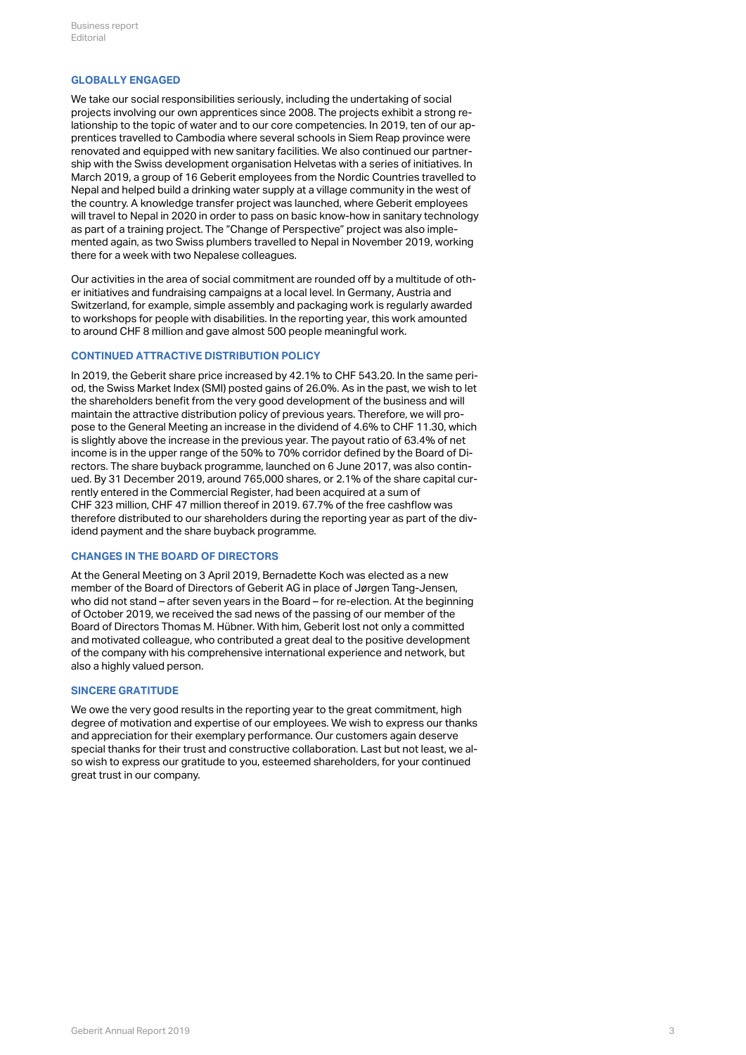## GLOBALLY ENGAGED

We take our social responsibilities seriously, including the undertaking of social projects involving our own apprentices since 2008. The projects exhibit a strong relationship to the topic of water and to our core competencies. In 2019, ten of our apprentices travelled to Cambodia where several schools in Siem Reap province were renovated and equipped with new sanitary facilities. We also continued our partnership with the Swiss development organisation Helvetas with a series of initiatives. In March 2019, a group of 16 Geberit employees from the Nordic Countries travelled to Nepal and helped build a drinking water supply at a village community in the west of the country. A knowledge transfer project was launched, where Geberit employees will travel to Nepal in 2020 in order to pass on basic know-how in sanitary technology as part of a training project. The "Change of Perspective" project was also implemented again, as two Swiss plumbers travelled to Nepal in November 2019, working there for a week with two Nepalese colleagues.

Our activities in the area of social commitment are rounded off by a multitude of other initiatives and fundraising campaigns at a local level. In Germany, Austria and Switzerland, for example, simple assembly and packaging work is regularly awarded to workshops for people with disabilities. In the reporting year, this work amounted to around CHF 8 million and gave almost 500 people meaningful work.

## CONTINUED ATTRACTIVE DISTRIBUTION POLICY

In 2019, the Geberit share price increased by 42.1% to CHF 543.20. In the same period, the Swiss Market Index (SMI) posted gains of 26.0%. As in the past, we wish to let the shareholders benefit from the very good development of the business and will maintain the attractive distribution policy of previous years. Therefore, we will propose to the General Meeting an increase in the dividend of 4.6% to CHF 11.30, which is slightly above the increase in the previous year. The payout ratio of 63.4% of net income is in the upper range of the 50% to 70% corridor defined by the Board of Directors. The share buyback programme, launched on 6 June 2017, was also continued. By 31 December 2019, around 765,000 shares, or 2.1% of the share capital currently entered in the Commercial Register, had been acquired at a sum of CHF 323 million, CHF 47 million thereof in 2019. 67.7% of the free cashflow was therefore distributed to our shareholders during the reporting year as part of the dividend payment and the share buyback programme.

## CHANGES IN THE BOARD OF DIRECTORS

At the General Meeting on 3 April 2019, Bernadette Koch was elected as a new member of the Board of Directors of Geberit AG in place of Jørgen Tang-Jensen, who did not stand – after seven years in the Board – for re-election. At the beginning of October 2019, we received the sad news of the passing of our member of the Board of Directors Thomas M. Hübner. With him, Geberit lost not only a committed and motivated colleague, who contributed a great deal to the positive development of the company with his comprehensive international experience and network, but also a highly valued person.

## SINCERE GRATITUDE

We owe the very good results in the reporting year to the great commitment, high degree of motivation and expertise of our employees. We wish to express our thanks and appreciation for their exemplary performance. Our customers again deserve special thanks for their trust and constructive collaboration. Last but not least, we also wish to express our gratitude to you, esteemed shareholders, for your continued great trust in our company.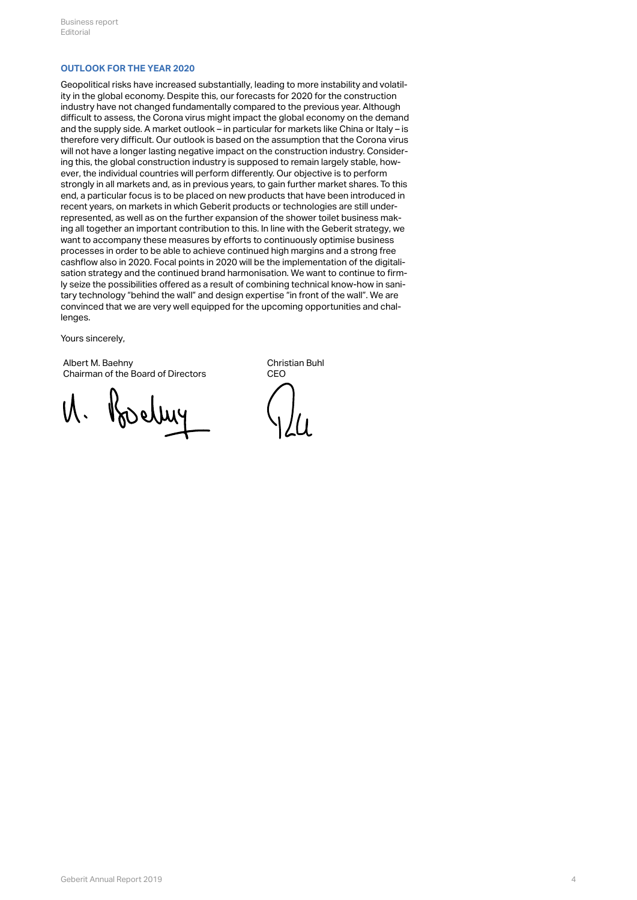## OUTLOOK FOR THE YEAR 2020

Geopolitical risks have increased substantially, leading to more instability and volatility in the global economy. Despite this, our forecasts for 2020 for the construction industry have not changed fundamentally compared to the previous year. Although difficult to assess, the Corona virus might impact the global economy on the demand and the supply side. A market outlook – in particular for markets like China or Italy – is therefore very difficult. Our outlook is based on the assumption that the Corona virus will not have a longer lasting negative impact on the construction industry. Considering this, the global construction industry is supposed to remain largely stable, however, the individual countries will perform differently. Our objective is to perform strongly in all markets and, as in previous years, to gain further market shares. To this end, a particular focus is to be placed on new products that have been introduced in recent years, on markets in which Geberit products or technologies are still underrepresented, as well as on the further expansion of the shower toilet business making all together an important contribution to this. In line with the Geberit strategy, we want to accompany these measures by efforts to continuously optimise business processes in order to be able to achieve continued high margins and a strong free cashflow also in 2020. Focal points in 2020 will be the implementation of the digitalisation strategy and the continued brand harmonisation. We want to continue to firmly seize the possibilities offered as a result of combining technical know-how in sanitary technology "behind the wall" and design expertise "in front of the wall". We are convinced that we are very well equipped for the upcoming opportunities and challenges.

Yours sincerely,

Albert M. Baehny
Chairman of the Board of Directors

Christian Buhl
CEO